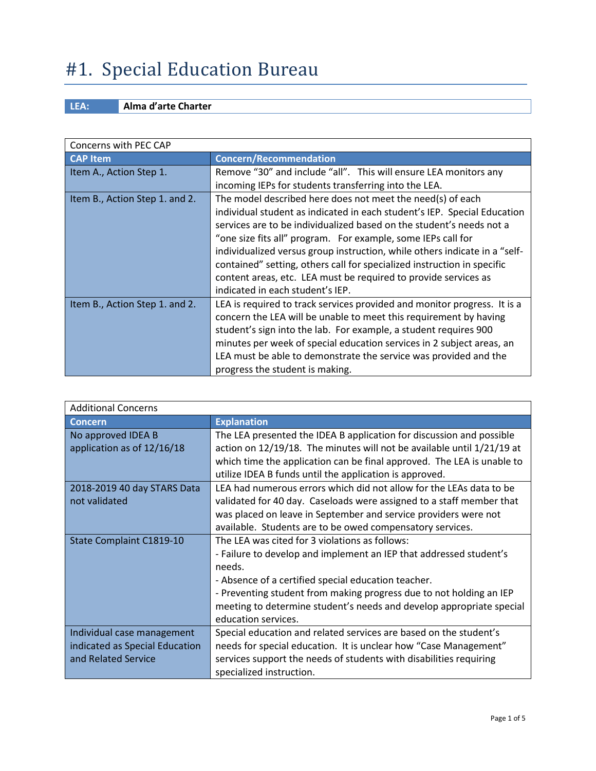# #1. Special Education Bureau

| LEA: | Alma d'arte Charter |
|---|---|

| Concerns with PEC CAP | |
|---|---|
| **CAP Item** | **Concern/Recommendation** |
| Item A., Action Step 1. | Remove "30" and include "all". This will ensure LEA monitors any incoming IEPs for students transferring into the LEA. |
| Item B., Action Step 1. and 2. | The model described here does not meet the need(s) of each individual student as indicated in each student's IEP. Special Education services are to be individualized based on the student's needs not a "one size fits all" program. For example, some IEPs call for individualized versus group instruction, while others indicate in a "self-contained" setting, others call for specialized instruction in specific content areas, etc. LEA must be required to provide services as indicated in each student's IEP. |
| Item B., Action Step 1. and 2. | LEA is required to track services provided and monitor progress. It is a concern the LEA will be unable to meet this requirement by having student's sign into the lab. For example, a student requires 900 minutes per week of special education services in 2 subject areas, an LEA must be able to demonstrate the service was provided and the progress the student is making. |

| Additional Concerns | |
|---|---|
| **Concern** | **Explanation** |
| No approved IDEA B application as of 12/16/18 | The LEA presented the IDEA B application for discussion and possible action on 12/19/18. The minutes will not be available until 1/21/19 at which time the application can be final approved. The LEA is unable to utilize IDEA B funds until the application is approved. |
| 2018-2019 40 day STARS Data not validated | LEA had numerous errors which did not allow for the LEAs data to be validated for 40 day. Caseloads were assigned to a staff member that was placed on leave in September and service providers were not available. Students are to be owed compensatory services. |
| State Complaint C1819-10 | The LEA was cited for 3 violations as follows:<br>- Failure to develop and implement an IEP that addressed student's needs.<br>- Absence of a certified special education teacher.<br>- Preventing student from making progress due to not holding an IEP meeting to determine student's needs and develop appropriate special education services. |
| Individual case management indicated as Special Education and Related Service | Special education and related services are based on the student's needs for special education. It is unclear how "Case Management" services support the needs of students with disabilities requiring specialized instruction. |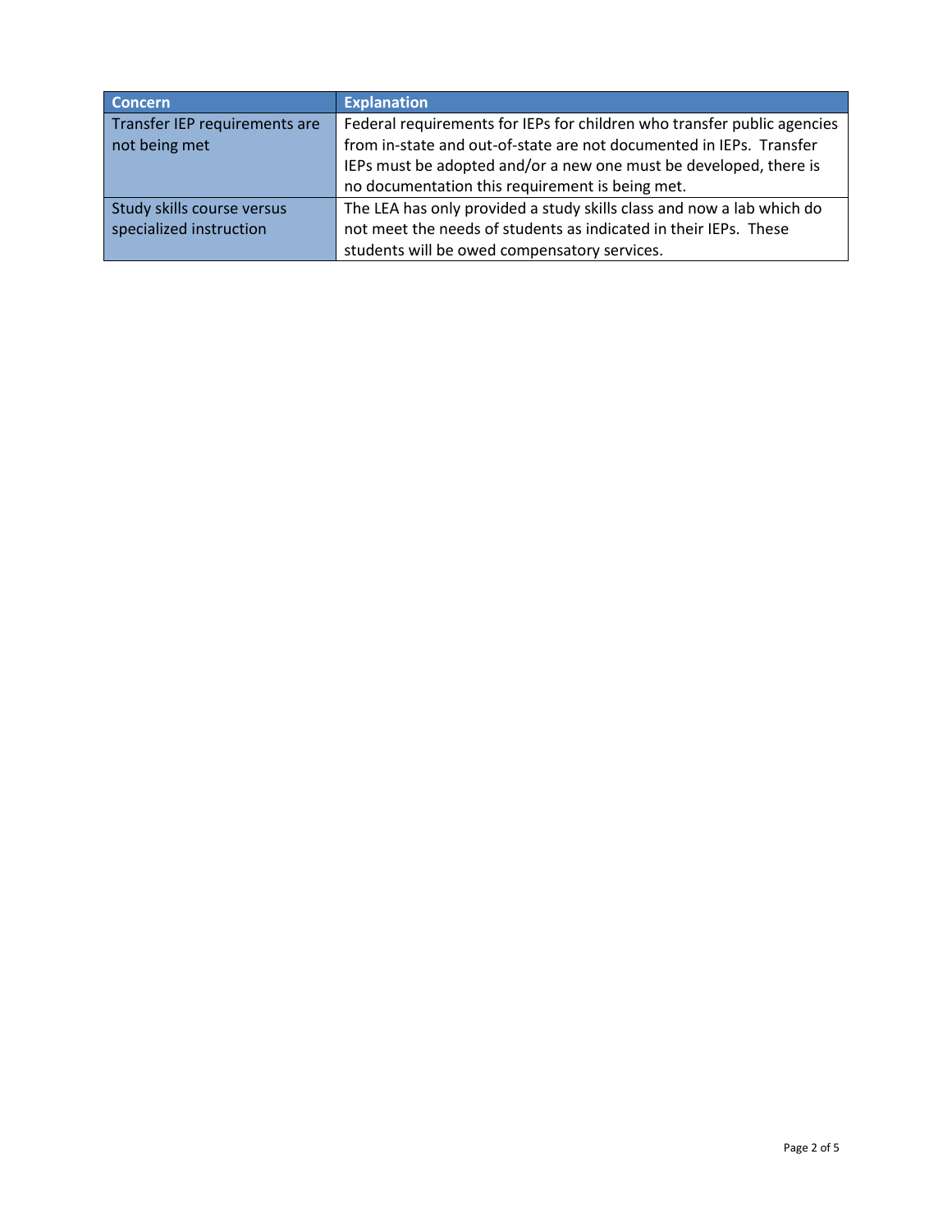| Concern | Explanation |
| --- | --- |
| Transfer IEP requirements are not being met | Federal requirements for IEPs for children who transfer public agencies from in-state and out-of-state are not documented in IEPs. Transfer IEPs must be adopted and/or a new one must be developed, there is no documentation this requirement is being met. |
| Study skills course versus specialized instruction | The LEA has only provided a study skills class and now a lab which do not meet the needs of students as indicated in their IEPs. These students will be owed compensatory services. |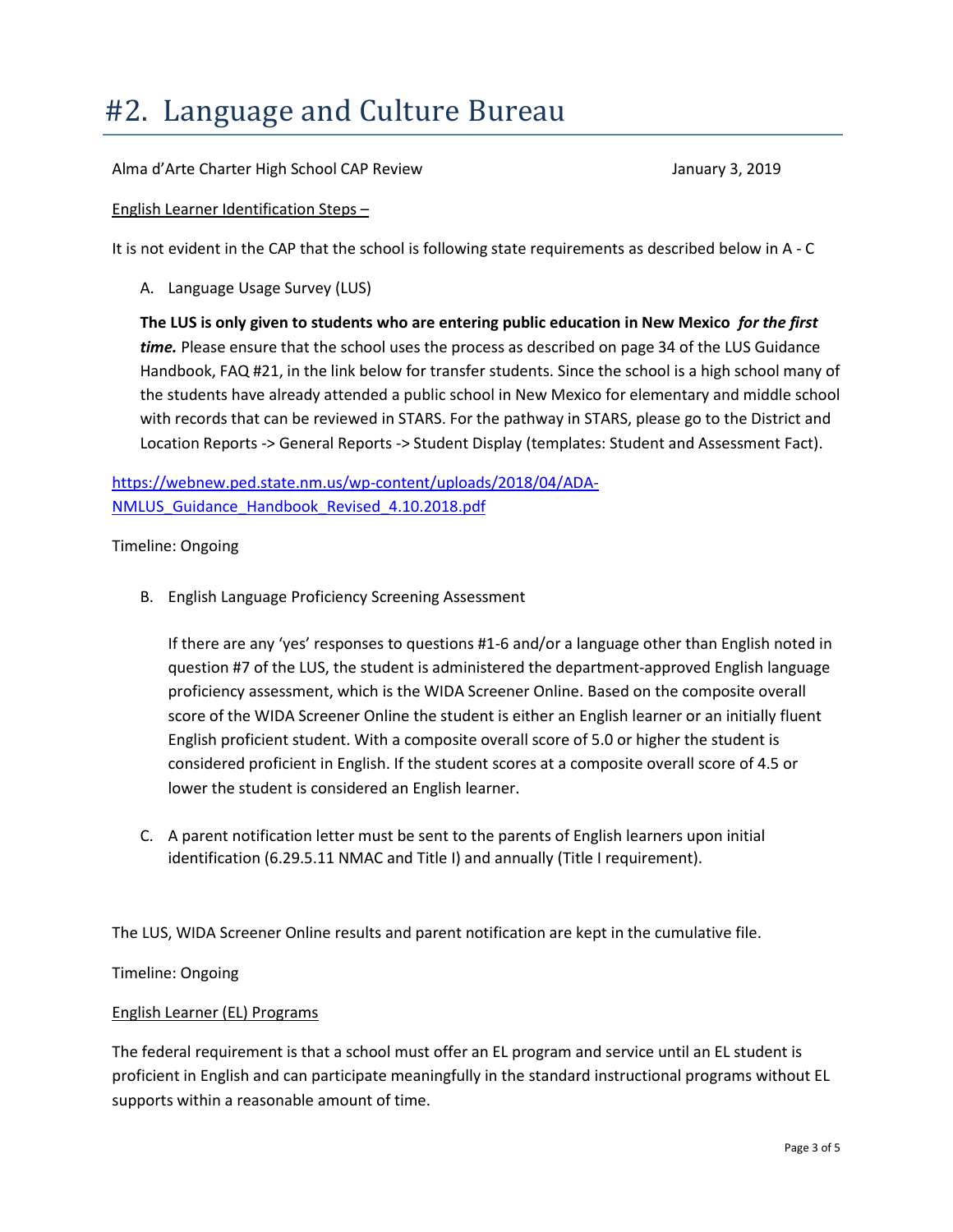# #2. Language and Culture Bureau

Alma d'Arte Charter High School CAP Review January 3, 2019

English Learner Identification Steps –

It is not evident in the CAP that the school is following state requirements as described below in A - C

A. Language Usage Survey (LUS)

**The LUS is only given to students who are entering public education in New Mexico *for the first time.*** Please ensure that the school uses the process as described on page 34 of the LUS Guidance Handbook, FAQ #21, in the link below for transfer students. Since the school is a high school many of the students have already attended a public school in New Mexico for elementary and middle school with records that can be reviewed in STARS. For the pathway in STARS, please go to the District and Location Reports -> General Reports -> Student Display (templates: Student and Assessment Fact).

https://webnew.ped.state.nm.us/wp-content/uploads/2018/04/ADA-NMLUS_Guidance_Handbook_Revised_4.10.2018.pdf

Timeline: Ongoing

B. English Language Proficiency Screening Assessment

If there are any 'yes' responses to questions #1-6 and/or a language other than English noted in question #7 of the LUS, the student is administered the department-approved English language proficiency assessment, which is the WIDA Screener Online. Based on the composite overall score of the WIDA Screener Online the student is either an English learner or an initially fluent English proficient student. With a composite overall score of 5.0 or higher the student is considered proficient in English. If the student scores at a composite overall score of 4.5 or lower the student is considered an English learner.

C. A parent notification letter must be sent to the parents of English learners upon initial identification (6.29.5.11 NMAC and Title I) and annually (Title I requirement).

The LUS, WIDA Screener Online results and parent notification are kept in the cumulative file.

Timeline: Ongoing

English Learner (EL) Programs

The federal requirement is that a school must offer an EL program and service until an EL student is proficient in English and can participate meaningfully in the standard instructional programs without EL supports within a reasonable amount of time.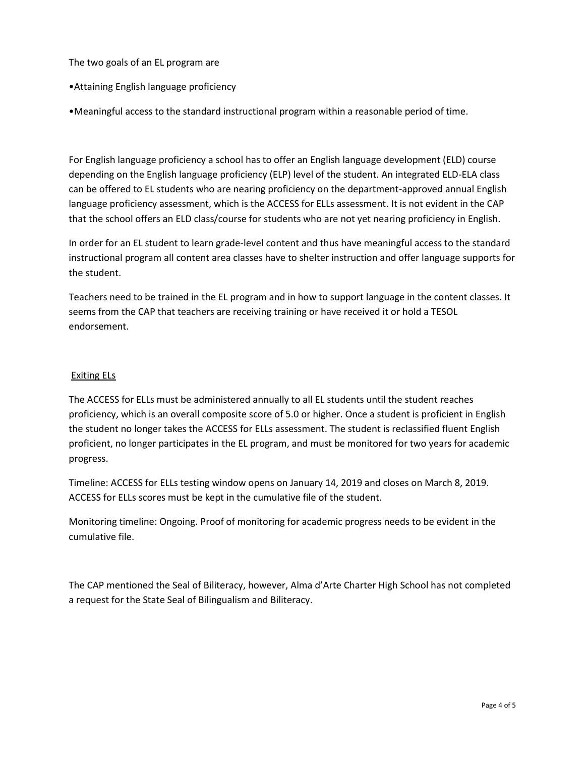The two goals of an EL program are

- Attaining English language proficiency
- Meaningful access to the standard instructional program within a reasonable period of time.

For English language proficiency a school has to offer an English language development (ELD) course depending on the English language proficiency (ELP) level of the student. An integrated ELD-ELA class can be offered to EL students who are nearing proficiency on the department-approved annual English language proficiency assessment, which is the ACCESS for ELLs assessment. It is not evident in the CAP that the school offers an ELD class/course for students who are not yet nearing proficiency in English.

In order for an EL student to learn grade-level content and thus have meaningful access to the standard instructional program all content area classes have to shelter instruction and offer language supports for the student.

Teachers need to be trained in the EL program and in how to support language in the content classes. It seems from the CAP that teachers are receiving training or have received it or hold a TESOL endorsement.

## Exiting ELs

The ACCESS for ELLs must be administered annually to all EL students until the student reaches proficiency, which is an overall composite score of 5.0 or higher. Once a student is proficient in English the student no longer takes the ACCESS for ELLs assessment. The student is reclassified fluent English proficient, no longer participates in the EL program, and must be monitored for two years for academic progress.

Timeline: ACCESS for ELLs testing window opens on January 14, 2019 and closes on March 8, 2019. ACCESS for ELLs scores must be kept in the cumulative file of the student.

Monitoring timeline: Ongoing. Proof of monitoring for academic progress needs to be evident in the cumulative file.

The CAP mentioned the Seal of Biliteracy, however, Alma d'Arte Charter High School has not completed a request for the State Seal of Bilingualism and Biliteracy.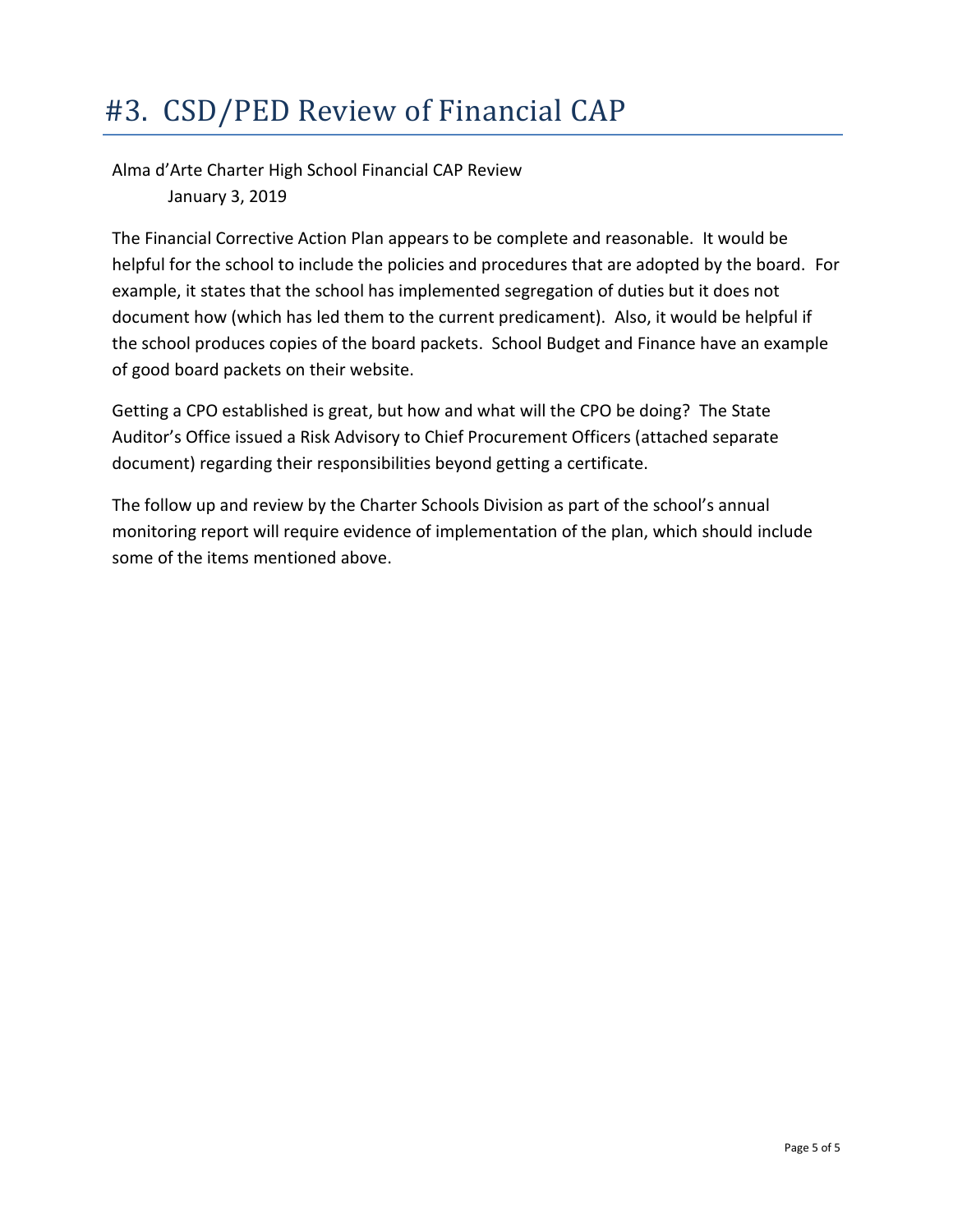# #3. CSD/PED Review of Financial CAP

Alma d'Arte Charter High School Financial CAP Review
January 3, 2019

The Financial Corrective Action Plan appears to be complete and reasonable. It would be helpful for the school to include the policies and procedures that are adopted by the board. For example, it states that the school has implemented segregation of duties but it does not document how (which has led them to the current predicament). Also, it would be helpful if the school produces copies of the board packets. School Budget and Finance have an example of good board packets on their website.

Getting a CPO established is great, but how and what will the CPO be doing? The State Auditor's Office issued a Risk Advisory to Chief Procurement Officers (attached separate document) regarding their responsibilities beyond getting a certificate.

The follow up and review by the Charter Schools Division as part of the school's annual monitoring report will require evidence of implementation of the plan, which should include some of the items mentioned above.